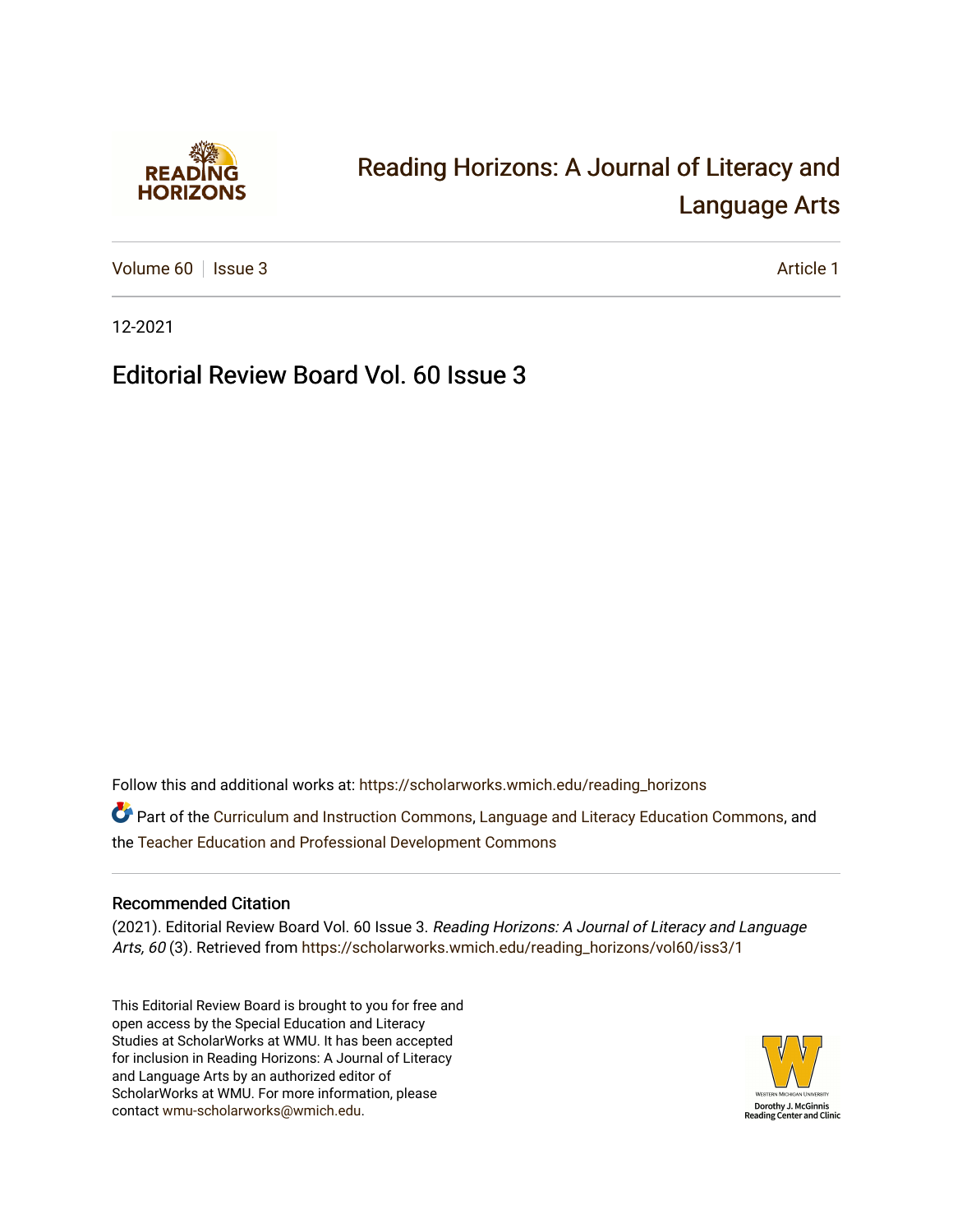# Reading Horizons: A Journal of Literacy and Language Arts

Volume 60 | Issue 3 Article 1

12-2021

## Editorial Review Board Vol. 60 Issue 3

Follow this and additional works at: https://scholarworks.wmich.edu/reading_horizons

Part of the Curriculum and Instruction Commons, Language and Literacy Education Commons, and the Teacher Education and Professional Development Commons

### Recommended Citation

(2021). Editorial Review Board Vol. 60 Issue 3. *Reading Horizons: A Journal of Literacy and Language Arts, 60* (3). Retrieved from https://scholarworks.wmich.edu/reading_horizons/vol60/iss3/1

This Editorial Review Board is brought to you for free and open access by the Special Education and Literacy Studies at ScholarWorks at WMU. It has been accepted for inclusion in Reading Horizons: A Journal of Literacy and Language Arts by an authorized editor of ScholarWorks at WMU. For more information, please contact wmu-scholarworks@wmich.edu.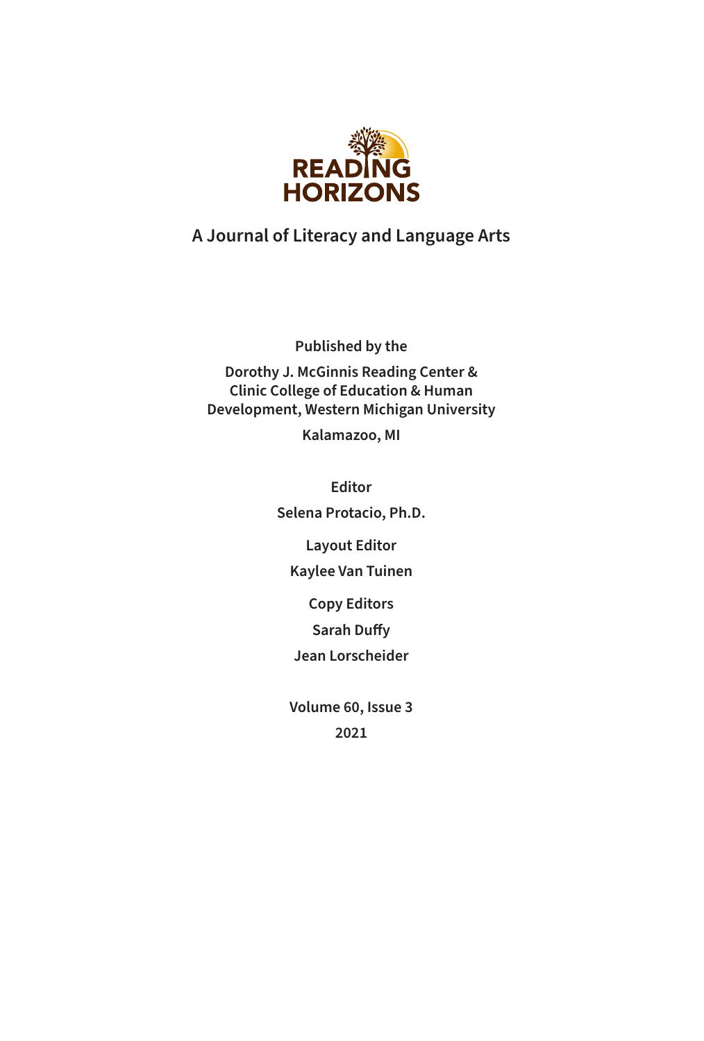# READING HORIZONS

## A Journal of Literacy and Language Arts

**Published by the**

**Dorothy J. McGinnis Reading Center & Clinic College of Education & Human Development, Western Michigan University**

**Kalamazoo, MI**

**Editor**

**Selena Protacio, Ph.D.**

**Layout Editor**

**Kaylee Van Tuinen**

**Copy Editors**

**Sarah Duffy**

**Jean Lorscheider**

**Volume 60, Issue 3**

**2021**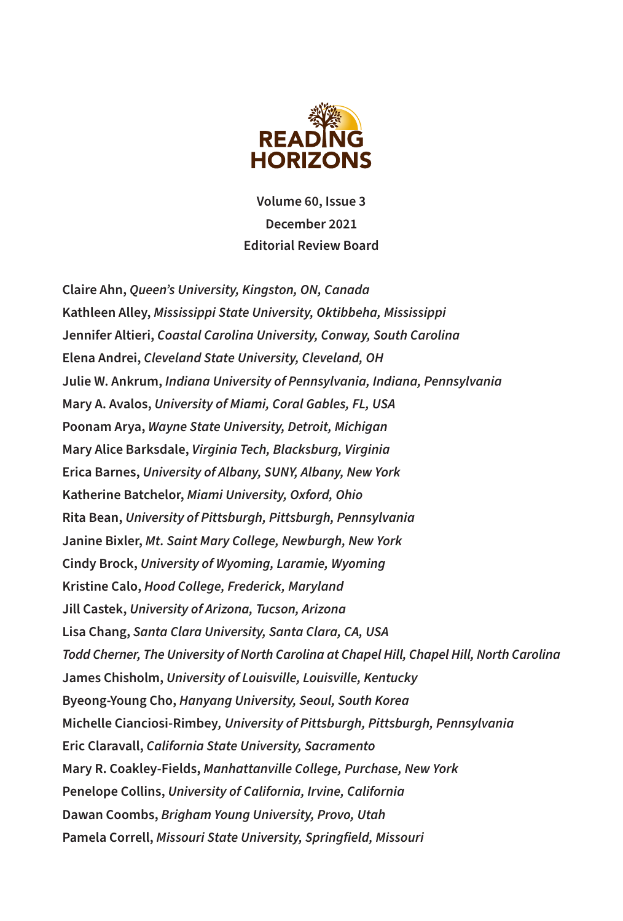# READING HORIZONS

**Volume 60, Issue 3**
**December 2021**
**Editorial Review Board**

**Claire Ahn,** *Queen's University, Kingston, ON, Canada*
**Kathleen Alley,** *Mississippi State University, Oktibbeha, Mississippi*
**Jennifer Altieri,** *Coastal Carolina University, Conway, South Carolina*
**Elena Andrei,** *Cleveland State University, Cleveland, OH*
**Julie W. Ankrum,** *Indiana University of Pennsylvania, Indiana, Pennsylvania*
**Mary A. Avalos,** *University of Miami, Coral Gables, FL, USA*
**Poonam Arya,** *Wayne State University, Detroit, Michigan*
**Mary Alice Barksdale,** *Virginia Tech, Blacksburg, Virginia*
**Erica Barnes,** *University of Albany, SUNY, Albany, New York*
**Katherine Batchelor,** *Miami University, Oxford, Ohio*
**Rita Bean,** *University of Pittsburgh, Pittsburgh, Pennsylvania*
**Janine Bixler,** *Mt. Saint Mary College, Newburgh, New York*
**Cindy Brock,** *University of Wyoming, Laramie, Wyoming*
**Kristine Calo,** *Hood College, Frederick, Maryland*
**Jill Castek,** *University of Arizona, Tucson, Arizona*
**Lisa Chang,** *Santa Clara University, Santa Clara, CA, USA*
*Todd Cherner, The University of North Carolina at Chapel Hill, Chapel Hill, North Carolina*
**James Chisholm,** *University of Louisville, Louisville, Kentucky*
**Byeong-Young Cho,** *Hanyang University, Seoul, South Korea*
**Michelle Cianciosi-Rimbey,** *University of Pittsburgh, Pittsburgh, Pennsylvania*
**Eric Claravall,** *California State University, Sacramento*
**Mary R. Coakley-Fields,** *Manhattanville College, Purchase, New York*
**Penelope Collins,** *University of California, Irvine, California*
**Dawan Coombs,** *Brigham Young University, Provo, Utah*
**Pamela Correll,** *Missouri State University, Springfield, Missouri*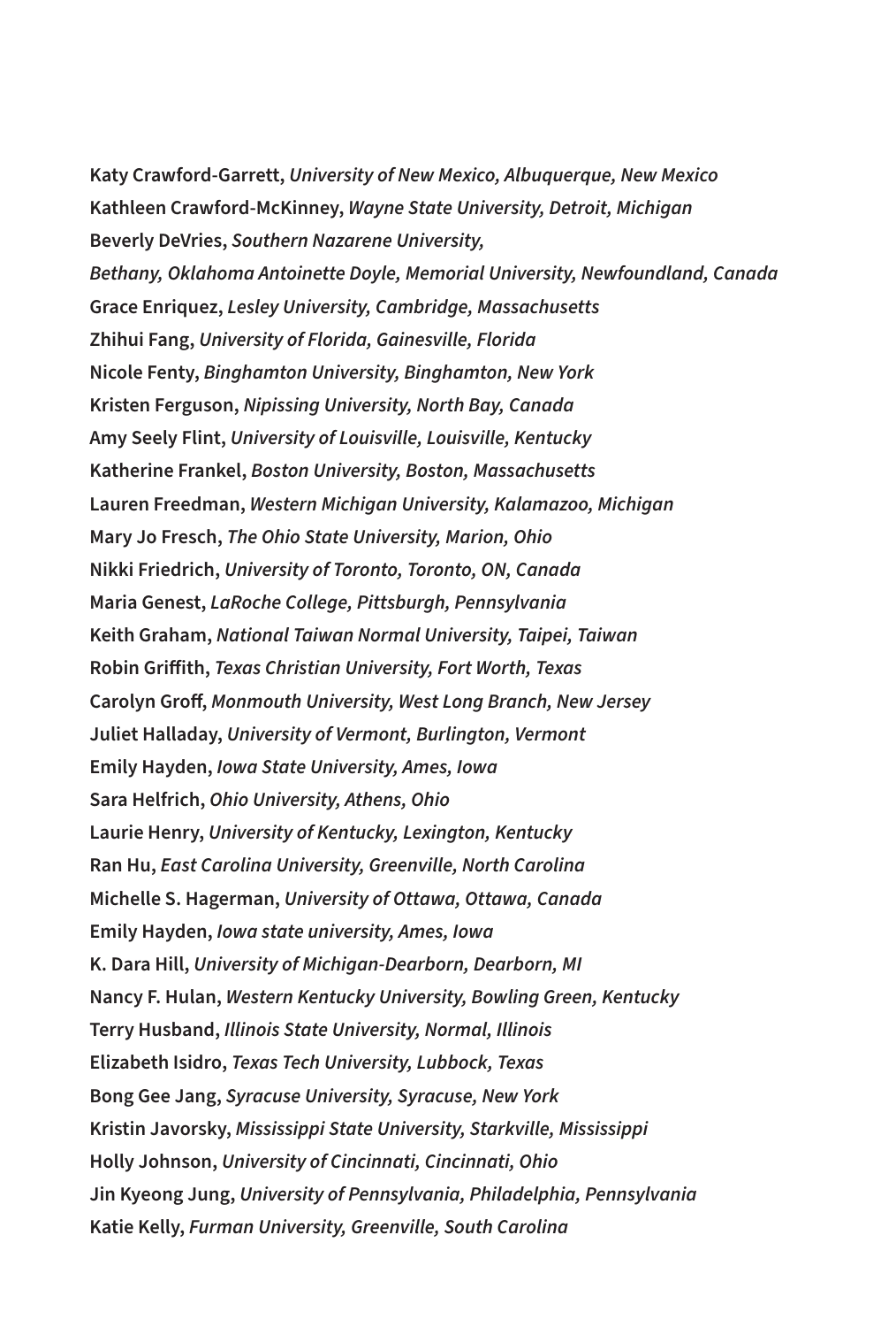**Katy Crawford-Garrett,** *University of New Mexico, Albuquerque, New Mexico*

**Kathleen Crawford-McKinney,** *Wayne State University, Detroit, Michigan*

**Beverly DeVries,** *Southern Nazarene University,*

*Bethany, Oklahoma Antoinette Doyle, Memorial University, Newfoundland, Canada*

**Grace Enriquez,** *Lesley University, Cambridge, Massachusetts*

**Zhihui Fang,** *University of Florida, Gainesville, Florida*

**Nicole Fenty,** *Binghamton University, Binghamton, New York*

**Kristen Ferguson,** *Nipissing University, North Bay, Canada*

**Amy Seely Flint,** *University of Louisville, Louisville, Kentucky*

**Katherine Frankel,** *Boston University, Boston, Massachusetts*

**Lauren Freedman,** *Western Michigan University, Kalamazoo, Michigan*

**Mary Jo Fresch,** *The Ohio State University, Marion, Ohio*

**Nikki Friedrich,** *University of Toronto, Toronto, ON, Canada*

**Maria Genest,** *LaRoche College, Pittsburgh, Pennsylvania*

**Keith Graham,** *National Taiwan Normal University, Taipei, Taiwan*

**Robin Griffith,** *Texas Christian University, Fort Worth, Texas*

**Carolyn Groff,** *Monmouth University, West Long Branch, New Jersey*

**Juliet Halladay,** *University of Vermont, Burlington, Vermont*

**Emily Hayden,** *Iowa State University, Ames, Iowa*

**Sara Helfrich,** *Ohio University, Athens, Ohio*

**Laurie Henry,** *University of Kentucky, Lexington, Kentucky*

**Ran Hu,** *East Carolina University, Greenville, North Carolina*

**Michelle S. Hagerman,** *University of Ottawa, Ottawa, Canada*

**Emily Hayden,** *Iowa state university, Ames, Iowa*

**K. Dara Hill,** *University of Michigan-Dearborn, Dearborn, MI*

**Nancy F. Hulan,** *Western Kentucky University, Bowling Green, Kentucky*

**Terry Husband,** *Illinois State University, Normal, Illinois*

**Elizabeth Isidro,** *Texas Tech University, Lubbock, Texas*

**Bong Gee Jang,** *Syracuse University, Syracuse, New York*

**Kristin Javorsky,** *Mississippi State University, Starkville, Mississippi*

**Holly Johnson,** *University of Cincinnati, Cincinnati, Ohio*

**Jin Kyeong Jung,** *University of Pennsylvania, Philadelphia, Pennsylvania*

**Katie Kelly,** *Furman University, Greenville, South Carolina*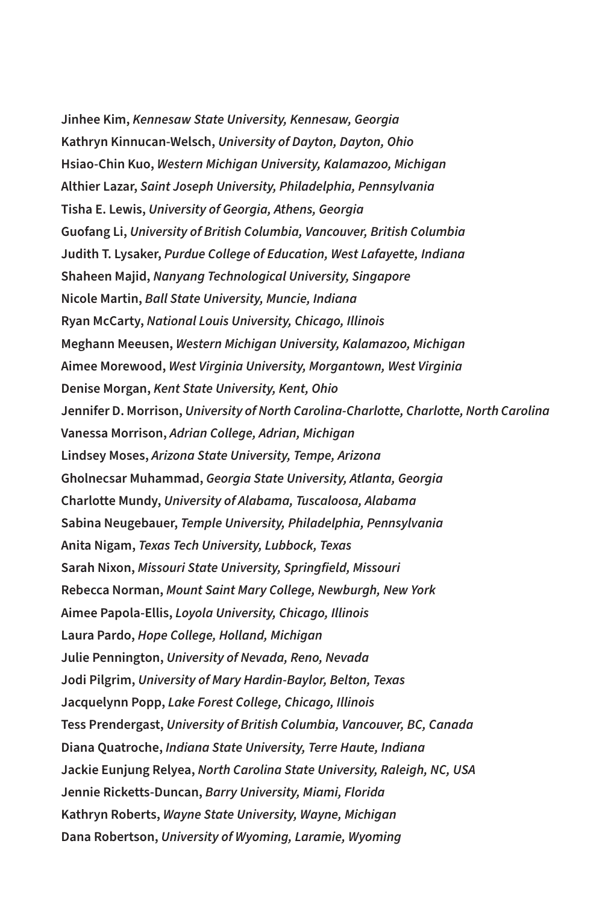**Jinhee Kim,** *Kennesaw State University, Kennesaw, Georgia*
**Kathryn Kinnucan-Welsch,** *University of Dayton, Dayton, Ohio*
**Hsiao-Chin Kuo,** *Western Michigan University, Kalamazoo, Michigan*
**Althier Lazar,** *Saint Joseph University, Philadelphia, Pennsylvania*
**Tisha E. Lewis,** *University of Georgia, Athens, Georgia*
**Guofang Li,** *University of British Columbia, Vancouver, British Columbia*
**Judith T. Lysaker,** *Purdue College of Education, West Lafayette, Indiana*
**Shaheen Majid,** *Nanyang Technological University, Singapore*
**Nicole Martin,** *Ball State University, Muncie, Indiana*
**Ryan McCarty,** *National Louis University, Chicago, Illinois*
**Meghann Meeusen,** *Western Michigan University, Kalamazoo, Michigan*
**Aimee Morewood,** *West Virginia University, Morgantown, West Virginia*
**Denise Morgan,** *Kent State University, Kent, Ohio*
**Jennifer D. Morrison,** *University of North Carolina-Charlotte, Charlotte, North Carolina*
**Vanessa Morrison,** *Adrian College, Adrian, Michigan*
**Lindsey Moses,** *Arizona State University, Tempe, Arizona*
**Gholnecsar Muhammad,** *Georgia State University, Atlanta, Georgia*
**Charlotte Mundy,** *University of Alabama, Tuscaloosa, Alabama*
**Sabina Neugebauer,** *Temple University, Philadelphia, Pennsylvania*
**Anita Nigam,** *Texas Tech University, Lubbock, Texas*
**Sarah Nixon,** *Missouri State University, Springfield, Missouri*
**Rebecca Norman,** *Mount Saint Mary College, Newburgh, New York*
**Aimee Papola-Ellis,** *Loyola University, Chicago, Illinois*
**Laura Pardo,** *Hope College, Holland, Michigan*
**Julie Pennington,** *University of Nevada, Reno, Nevada*
**Jodi Pilgrim,** *University of Mary Hardin-Baylor, Belton, Texas*
**Jacquelynn Popp,** *Lake Forest College, Chicago, Illinois*
**Tess Prendergast,** *University of British Columbia, Vancouver, BC, Canada*
**Diana Quatroche,** *Indiana State University, Terre Haute, Indiana*
**Jackie Eunjung Relyea,** *North Carolina State University, Raleigh, NC, USA*
**Jennie Ricketts-Duncan,** *Barry University, Miami, Florida*
**Kathryn Roberts,** *Wayne State University, Wayne, Michigan*
**Dana Robertson,** *University of Wyoming, Laramie, Wyoming*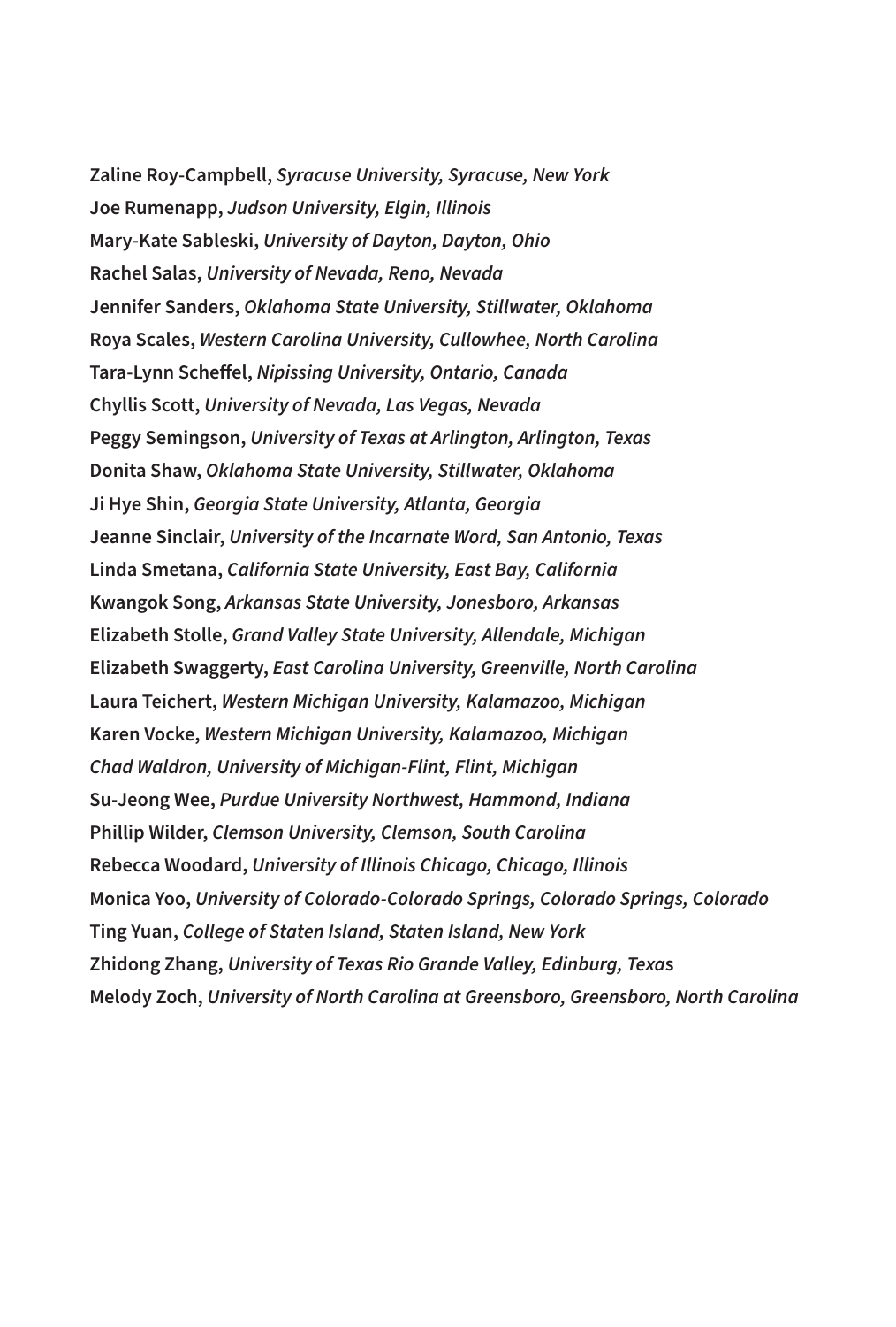**Zaline Roy-Campbell,** *Syracuse University, Syracuse, New York*  
**Joe Rumenapp,** *Judson University, Elgin, Illinois*  
**Mary-Kate Sableski,** *University of Dayton, Dayton, Ohio*  
**Rachel Salas,** *University of Nevada, Reno, Nevada*  
**Jennifer Sanders,** *Oklahoma State University, Stillwater, Oklahoma*  
**Roya Scales,** *Western Carolina University, Cullowhee, North Carolina*  
**Tara-Lynn Scheffel,** *Nipissing University, Ontario, Canada*  
**Chyllis Scott,** *University of Nevada, Las Vegas, Nevada*  
**Peggy Semingson,** *University of Texas at Arlington, Arlington, Texas*  
**Donita Shaw,** *Oklahoma State University, Stillwater, Oklahoma*  
**Ji Hye Shin,** *Georgia State University, Atlanta, Georgia*  
**Jeanne Sinclair,** *University of the Incarnate Word, San Antonio, Texas*  
**Linda Smetana,** *California State University, East Bay, California*  
**Kwangok Song,** *Arkansas State University, Jonesboro, Arkansas*  
**Elizabeth Stolle,** *Grand Valley State University, Allendale, Michigan*  
**Elizabeth Swaggerty,** *East Carolina University, Greenville, North Carolina*  
**Laura Teichert,** *Western Michigan University, Kalamazoo, Michigan*  
**Karen Vocke,** *Western Michigan University, Kalamazoo, Michigan*  
*Chad Waldron, University of Michigan-Flint, Flint, Michigan*  
**Su-Jeong Wee,** *Purdue University Northwest, Hammond, Indiana*  
**Phillip Wilder,** *Clemson University, Clemson, South Carolina*  
**Rebecca Woodard,** *University of Illinois Chicago, Chicago, Illinois*  
**Monica Yoo,** *University of Colorado-Colorado Springs, Colorado Springs, Colorado*  
**Ting Yuan,** *College of Staten Island, Staten Island, New York*  
**Zhidong Zhang,** *University of Texas Rio Grande Valley, Edinburg, Texas*  
**Melody Zoch,** *University of North Carolina at Greensboro, Greensboro, North Carolina*